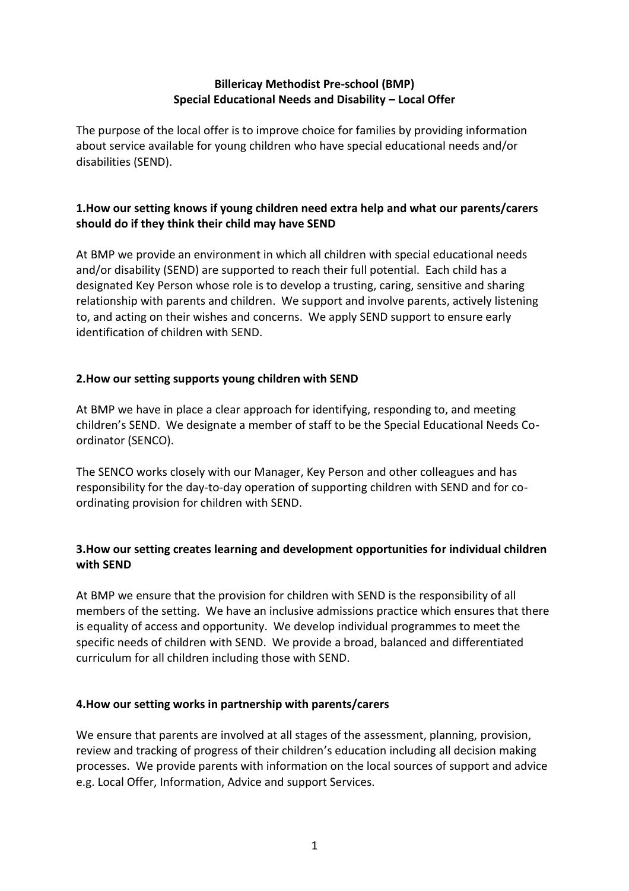# Billericay Methodist Pre-school (BMP)
## Special Educational Needs and Disability – Local Offer

The purpose of the local offer is to improve choice for families by providing information about service available for young children who have special educational needs and/or disabilities (SEND).

### 1.How our setting knows if young children need extra help and what our parents/carers should do if they think their child may have SEND

At BMP we provide an environment in which all children with special educational needs and/or disability (SEND) are supported to reach their full potential. Each child has a designated Key Person whose role is to develop a trusting, caring, sensitive and sharing relationship with parents and children. We support and involve parents, actively listening to, and acting on their wishes and concerns. We apply SEND support to ensure early identification of children with SEND.

### 2.How our setting supports young children with SEND

At BMP we have in place a clear approach for identifying, responding to, and meeting children's SEND. We designate a member of staff to be the Special Educational Needs Co-ordinator (SENCO).

The SENCO works closely with our Manager, Key Person and other colleagues and has responsibility for the day-to-day operation of supporting children with SEND and for co-ordinating provision for children with SEND.

### 3.How our setting creates learning and development opportunities for individual children with SEND

At BMP we ensure that the provision for children with SEND is the responsibility of all members of the setting. We have an inclusive admissions practice which ensures that there is equality of access and opportunity. We develop individual programmes to meet the specific needs of children with SEND. We provide a broad, balanced and differentiated curriculum for all children including those with SEND.

### 4.How our setting works in partnership with parents/carers

We ensure that parents are involved at all stages of the assessment, planning, provision, review and tracking of progress of their children's education including all decision making processes. We provide parents with information on the local sources of support and advice e.g. Local Offer, Information, Advice and support Services.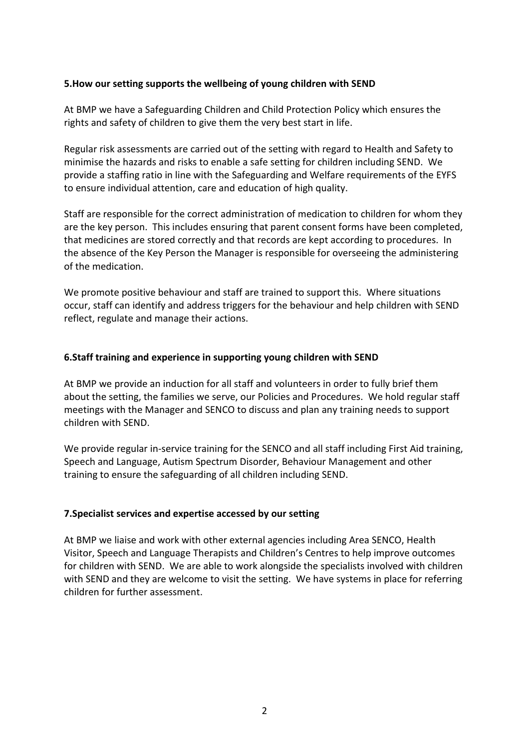### 5.How our setting supports the wellbeing of young children with SEND

At BMP we have a Safeguarding Children and Child Protection Policy which ensures the rights and safety of children to give them the very best start in life.

Regular risk assessments are carried out of the setting with regard to Health and Safety to minimise the hazards and risks to enable a safe setting for children including SEND. We provide a staffing ratio in line with the Safeguarding and Welfare requirements of the EYFS to ensure individual attention, care and education of high quality.

Staff are responsible for the correct administration of medication to children for whom they are the key person. This includes ensuring that parent consent forms have been completed, that medicines are stored correctly and that records are kept according to procedures. In the absence of the Key Person the Manager is responsible for overseeing the administering of the medication.

We promote positive behaviour and staff are trained to support this. Where situations occur, staff can identify and address triggers for the behaviour and help children with SEND reflect, regulate and manage their actions.

### 6.Staff training and experience in supporting young children with SEND

At BMP we provide an induction for all staff and volunteers in order to fully brief them about the setting, the families we serve, our Policies and Procedures. We hold regular staff meetings with the Manager and SENCO to discuss and plan any training needs to support children with SEND.

We provide regular in-service training for the SENCO and all staff including First Aid training, Speech and Language, Autism Spectrum Disorder, Behaviour Management and other training to ensure the safeguarding of all children including SEND.

### 7.Specialist services and expertise accessed by our setting

At BMP we liaise and work with other external agencies including Area SENCO, Health Visitor, Speech and Language Therapists and Children's Centres to help improve outcomes for children with SEND. We are able to work alongside the specialists involved with children with SEND and they are welcome to visit the setting. We have systems in place for referring children for further assessment.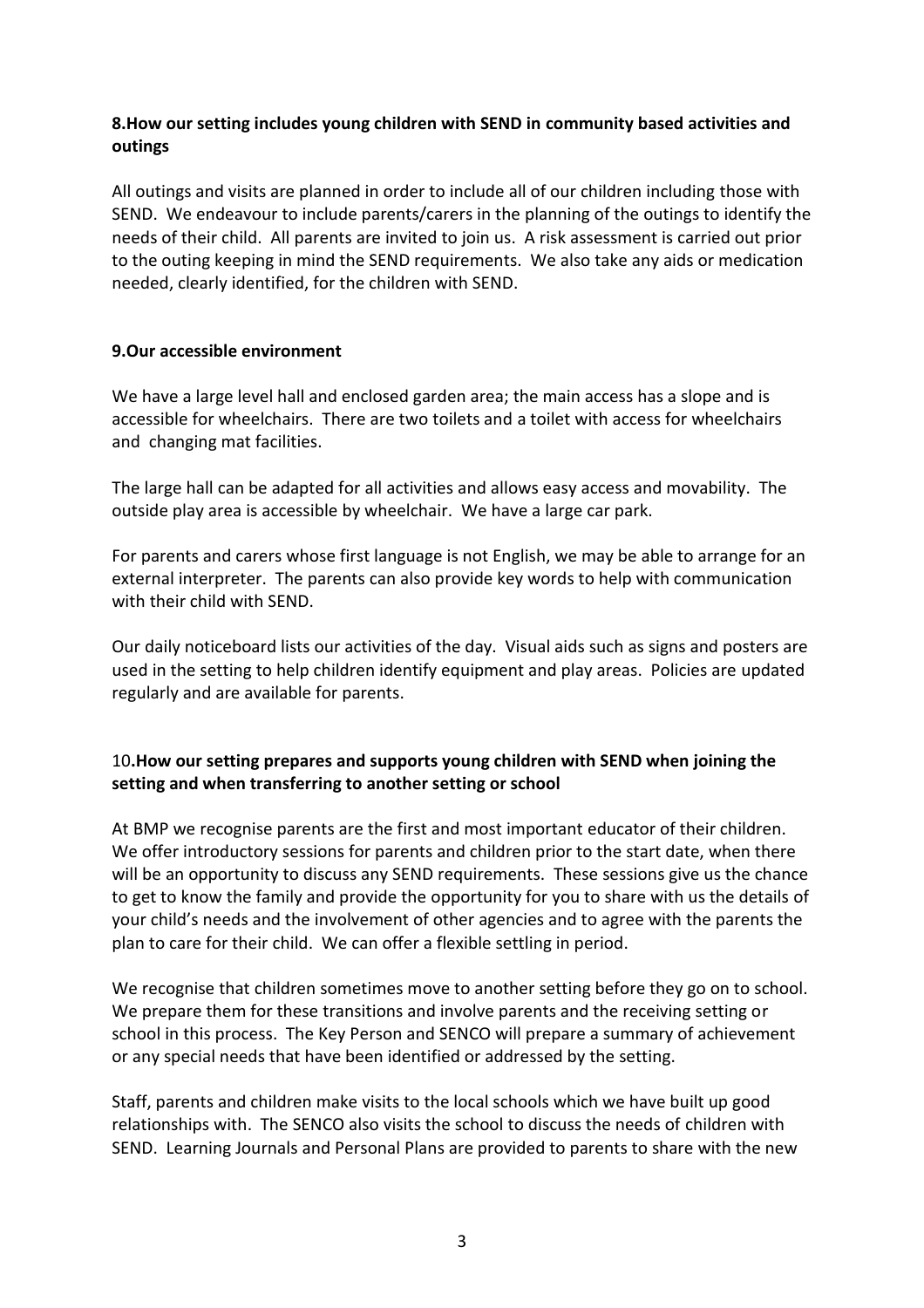**8.How our setting includes young children with SEND in community based activities and outings**

All outings and visits are planned in order to include all of our children including those with SEND. We endeavour to include parents/carers in the planning of the outings to identify the needs of their child. All parents are invited to join us. A risk assessment is carried out prior to the outing keeping in mind the SEND requirements. We also take any aids or medication needed, clearly identified, for the children with SEND.

**9.Our accessible environment**

We have a large level hall and enclosed garden area; the main access has a slope and is accessible for wheelchairs. There are two toilets and a toilet with access for wheelchairs and changing mat facilities.

The large hall can be adapted for all activities and allows easy access and movability. The outside play area is accessible by wheelchair. We have a large car park.

For parents and carers whose first language is not English, we may be able to arrange for an external interpreter. The parents can also provide key words to help with communication with their child with SEND.

Our daily noticeboard lists our activities of the day. Visual aids such as signs and posters are used in the setting to help children identify equipment and play areas. Policies are updated regularly and are available for parents.

10**.How our setting prepares and supports young children with SEND when joining the setting and when transferring to another setting or school**

At BMP we recognise parents are the first and most important educator of their children. We offer introductory sessions for parents and children prior to the start date, when there will be an opportunity to discuss any SEND requirements. These sessions give us the chance to get to know the family and provide the opportunity for you to share with us the details of your child's needs and the involvement of other agencies and to agree with the parents the plan to care for their child. We can offer a flexible settling in period.

We recognise that children sometimes move to another setting before they go on to school. We prepare them for these transitions and involve parents and the receiving setting or school in this process. The Key Person and SENCO will prepare a summary of achievement or any special needs that have been identified or addressed by the setting.

Staff, parents and children make visits to the local schools which we have built up good relationships with. The SENCO also visits the school to discuss the needs of children with SEND. Learning Journals and Personal Plans are provided to parents to share with the new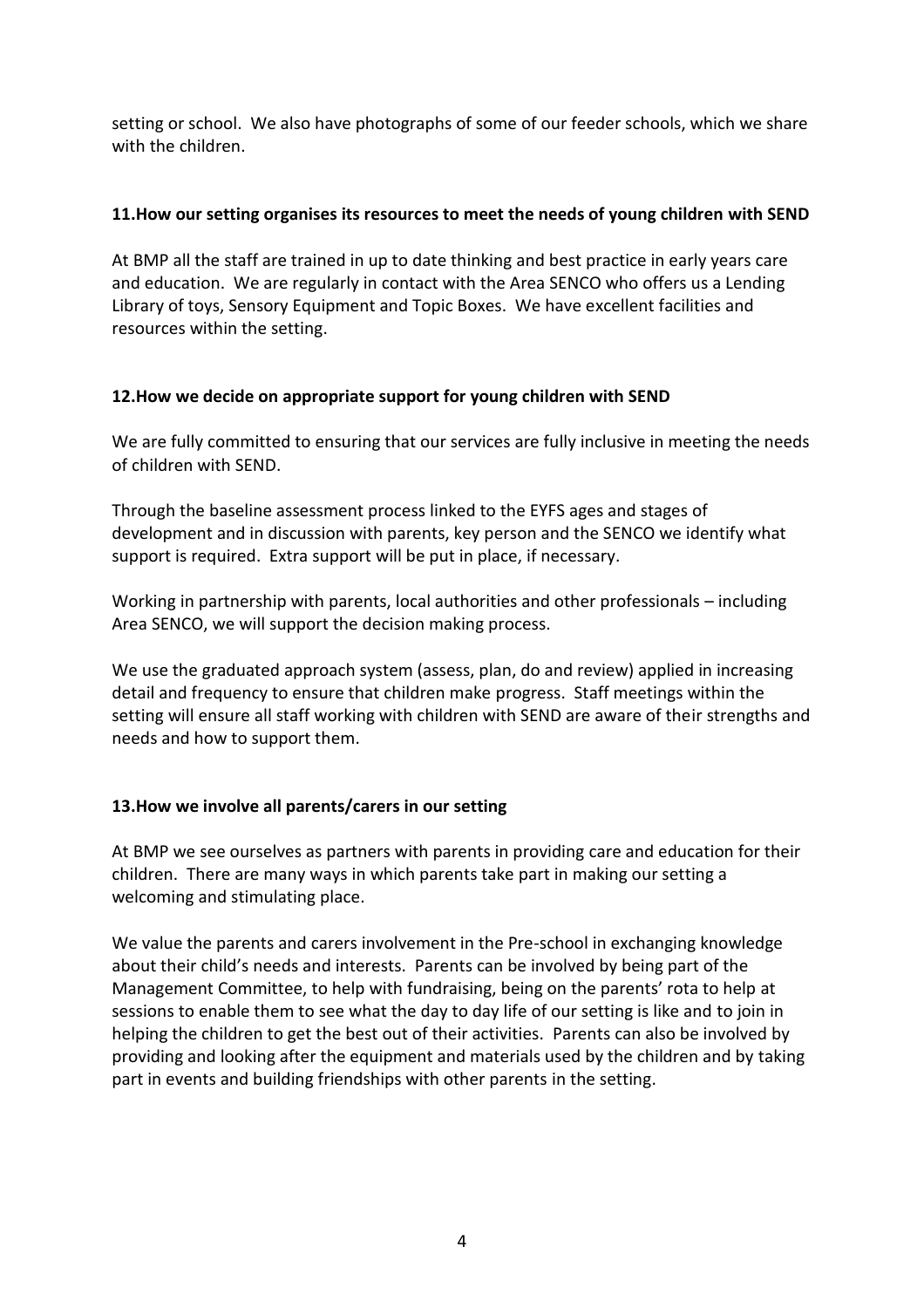setting or school. We also have photographs of some of our feeder schools, which we share with the children.

**11.How our setting organises its resources to meet the needs of young children with SEND**

At BMP all the staff are trained in up to date thinking and best practice in early years care and education. We are regularly in contact with the Area SENCO who offers us a Lending Library of toys, Sensory Equipment and Topic Boxes. We have excellent facilities and resources within the setting.

**12.How we decide on appropriate support for young children with SEND**

We are fully committed to ensuring that our services are fully inclusive in meeting the needs of children with SEND.

Through the baseline assessment process linked to the EYFS ages and stages of development and in discussion with parents, key person and the SENCO we identify what support is required. Extra support will be put in place, if necessary.

Working in partnership with parents, local authorities and other professionals – including Area SENCO, we will support the decision making process.

We use the graduated approach system (assess, plan, do and review) applied in increasing detail and frequency to ensure that children make progress. Staff meetings within the setting will ensure all staff working with children with SEND are aware of their strengths and needs and how to support them.

**13.How we involve all parents/carers in our setting**

At BMP we see ourselves as partners with parents in providing care and education for their children. There are many ways in which parents take part in making our setting a welcoming and stimulating place.

We value the parents and carers involvement in the Pre-school in exchanging knowledge about their child's needs and interests. Parents can be involved by being part of the Management Committee, to help with fundraising, being on the parents' rota to help at sessions to enable them to see what the day to day life of our setting is like and to join in helping the children to get the best out of their activities. Parents can also be involved by providing and looking after the equipment and materials used by the children and by taking part in events and building friendships with other parents in the setting.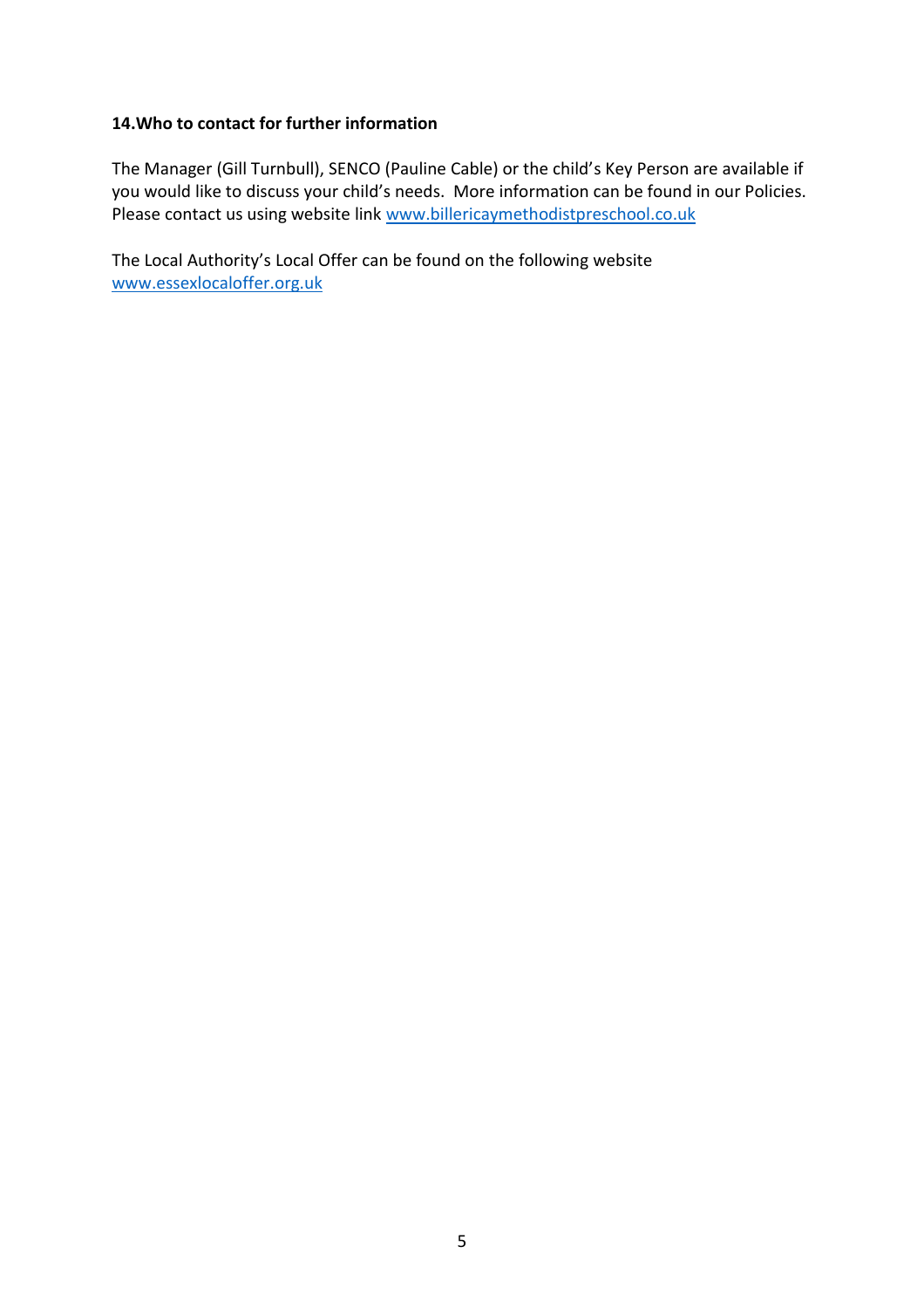**14.Who to contact for further information**

The Manager (Gill Turnbull), SENCO (Pauline Cable) or the child's Key Person are available if you would like to discuss your child's needs. More information can be found in our Policies. Please contact us using website link www.billericaymethodistpreschool.co.uk

The Local Authority's Local Offer can be found on the following website www.essexlocaloffer.org.uk